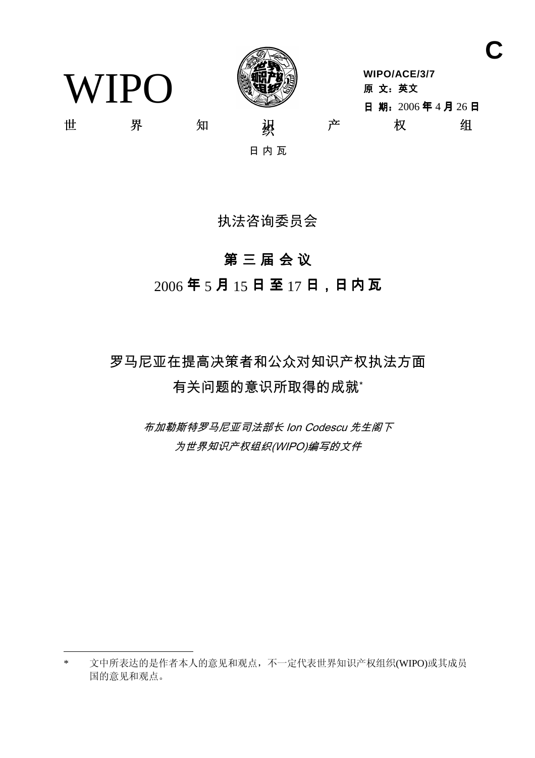C

WIPO

WIPO/ACE/3/7
原 文：英文
日 期：2006 年 4 月 26 日

世界知识产权组织

日 内 瓦

执法咨询委员会

**第 三 届 会 议**

**2006 年 5 月 15 日至 17 日，日内瓦**

# 罗马尼亚在提高决策者和公众对知识产权执法方面有关问题的意识所取得的成就*

*布加勒斯特罗马尼亚司法部长 Ion Codescu 先生阁下*
*为世界知识产权组织(WIPO)编写的文件*

---

\* 文中所表达的是作者本人的意见和观点，不一定代表世界知识产权组织(WIPO)或其成员国的意见和观点。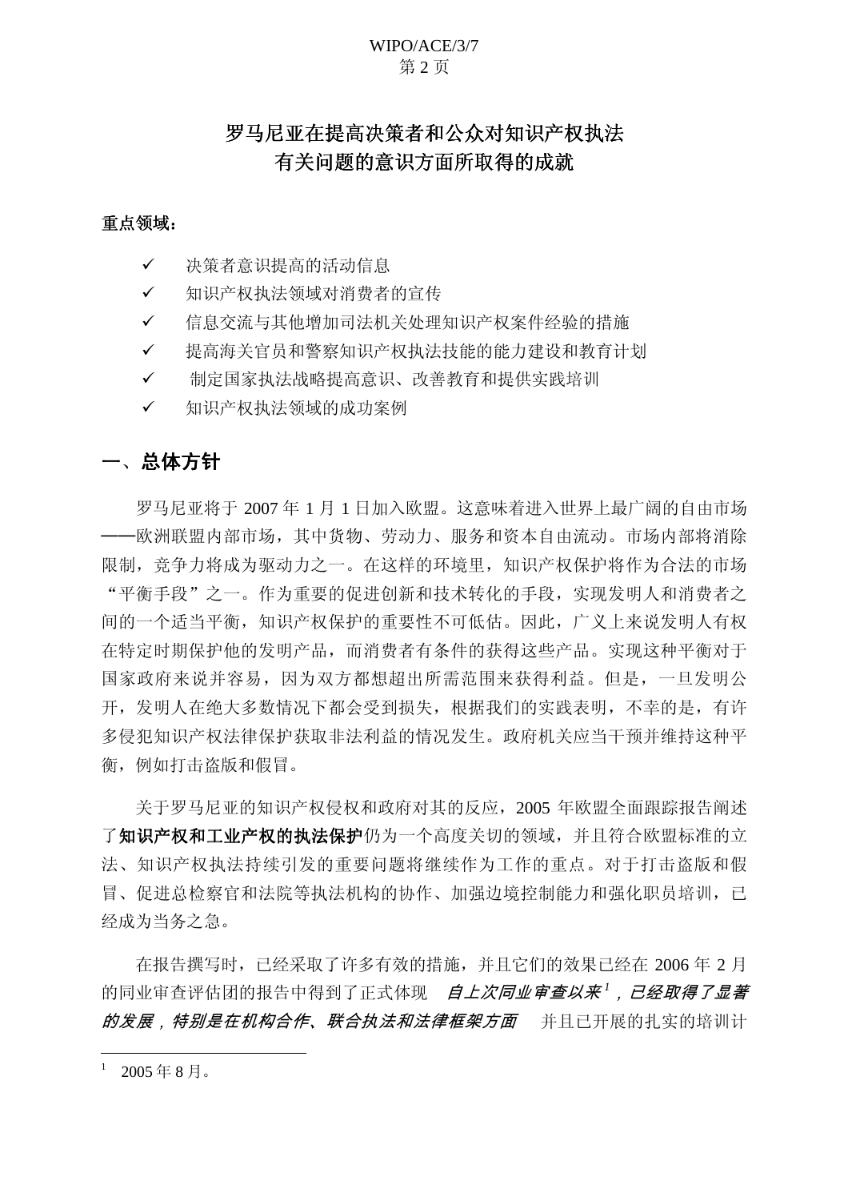# 罗马尼亚在提高决策者和公众对知识产权执法有关问题的意识方面所取得的成就

**重点领域：**

- ✓ 决策者意识提高的活动信息
- ✓ 知识产权执法领域对消费者的宣传
- ✓ 信息交流与其他增加司法机关处理知识产权案件经验的措施
- ✓ 提高海关官员和警察知识产权执法技能的能力建设和教育计划
- ✓ 制定国家执法战略提高意识、改善教育和提供实践培训
- ✓ 知识产权执法领域的成功案例

## 一、总体方针

罗马尼亚将于 2007 年 1 月 1 日加入欧盟。这意味着进入世界上最广阔的自由市场──欧洲联盟内部市场，其中货物、劳动力、服务和资本自由流动。市场内部将消除限制，竞争力将成为驱动力之一。在这样的环境里，知识产权保护将作为合法的市场“平衡手段”之一。作为重要的促进创新和技术转化的手段，实现发明人和消费者之间的一个适当平衡，知识产权保护的重要性不可低估。因此，广义上来说发明人有权在特定时期保护他的发明产品，而消费者有条件的获得这些产品。实现这种平衡对于国家政府来说并容易，因为双方都想超出所需范围来获得利益。但是，一旦发明公开，发明人在绝大多数情况下都会受到损失，根据我们的实践表明，不幸的是，有许多侵犯知识产权法律保护获取非法利益的情况发生。政府机关应当干预并维持这种平衡，例如打击盗版和假冒。

关于罗马尼亚的知识产权侵权和政府对其的反应，2005 年欧盟全面跟踪报告阐述了**知识产权和工业产权的执法保护**仍为一个高度关切的领域，并且符合欧盟标准的立法、知识产权执法持续引发的重要问题将继续作为工作的重点。对于打击盗版和假冒、促进总检察官和法院等执法机构的协作、加强边境控制能力和强化职员培训，已经成为当务之急。

在报告撰写时，已经采取了许多有效的措施，并且它们的效果已经在 2006 年 2 月的同业审查评估团的报告中得到了正式体现 ***自上次同业审查以来***[1]***，已经取得了显著的发展，特别是在机构合作、联合执法和法律框架方面*** 并且已开展的扎实的培训计

---

[1] 2005 年 8 月。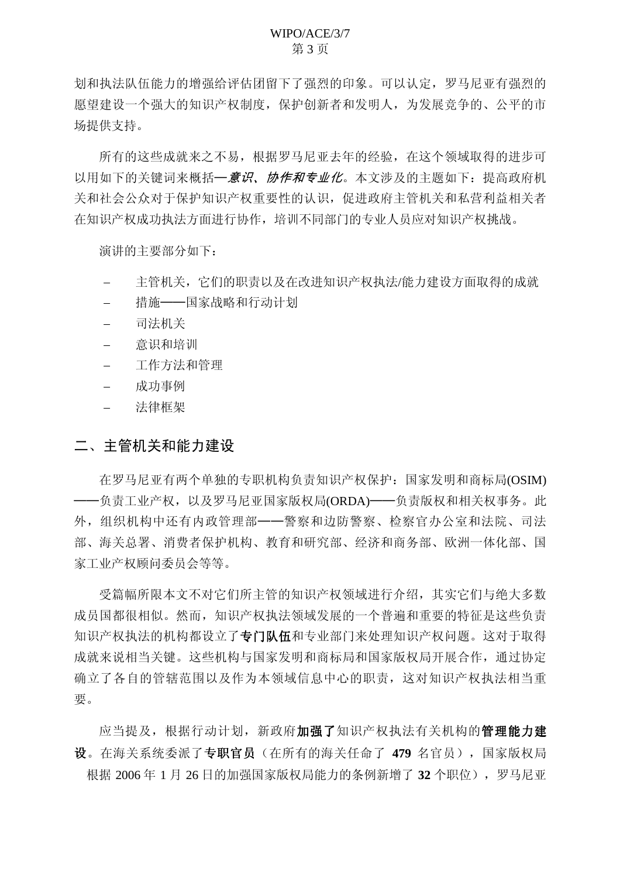划和执法队伍能力的增强给评估团留下了强烈的印象。可以认定，罗马尼亚有强烈的愿望建设一个强大的知识产权制度，保护创新者和发明人，为发展竞争的、公平的市场提供支持。

所有的这些成就来之不易，根据罗马尼亚去年的经验，在这个领域取得的进步可以用如下的关键词来概括—***意识、协作和专业化***。本文涉及的主题如下：提高政府机关和社会公众对于保护知识产权重要性的认识，促进政府主管机关和私营利益相关者在知识产权成功执法方面进行协作，培训不同部门的专业人员应对知识产权挑战。

演讲的主要部分如下：

- 主管机关，它们的职责以及在改进知识产权执法/能力建设方面取得的成就
- 措施——国家战略和行动计划
- 司法机关
- 意识和培训
- 工作方法和管理
- 成功事例
- 法律框架

## 二、主管机关和能力建设

在罗马尼亚有两个单独的专职机构负责知识产权保护：国家发明和商标局(OSIM)——负责工业产权，以及罗马尼亚国家版权局(ORDA)——负责版权和相关权事务。此外，组织机构中还有内政管理部——警察和边防警察、检察官办公室和法院、司法部、海关总署、消费者保护机构、教育和研究部、经济和商务部、欧洲一体化部、国家工业产权顾问委员会等等。

受篇幅所限本文不对它们所主管的知识产权领域进行介绍，其实它们与绝大多数成员国都很相似。然而，知识产权执法领域发展的一个普遍和重要的特征是这些负责知识产权执法的机构都设立了**专门队伍**和专业部门来处理知识产权问题。这对于取得成就来说相当关键。这些机构与国家发明和商标局和国家版权局开展合作，通过协定确立了各自的管辖范围以及作为本领域信息中心的职责，这对知识产权执法相当重要。

应当提及，根据行动计划，新政府**加强了**知识产权执法有关机构的**管理能力建设**。在海关系统委派了**专职官员**（在所有的海关任命了 **479** 名官员），国家版权局根据 2006 年 1 月 26 日的加强国家版权局能力的条例新增了 **32** 个职位），罗马尼亚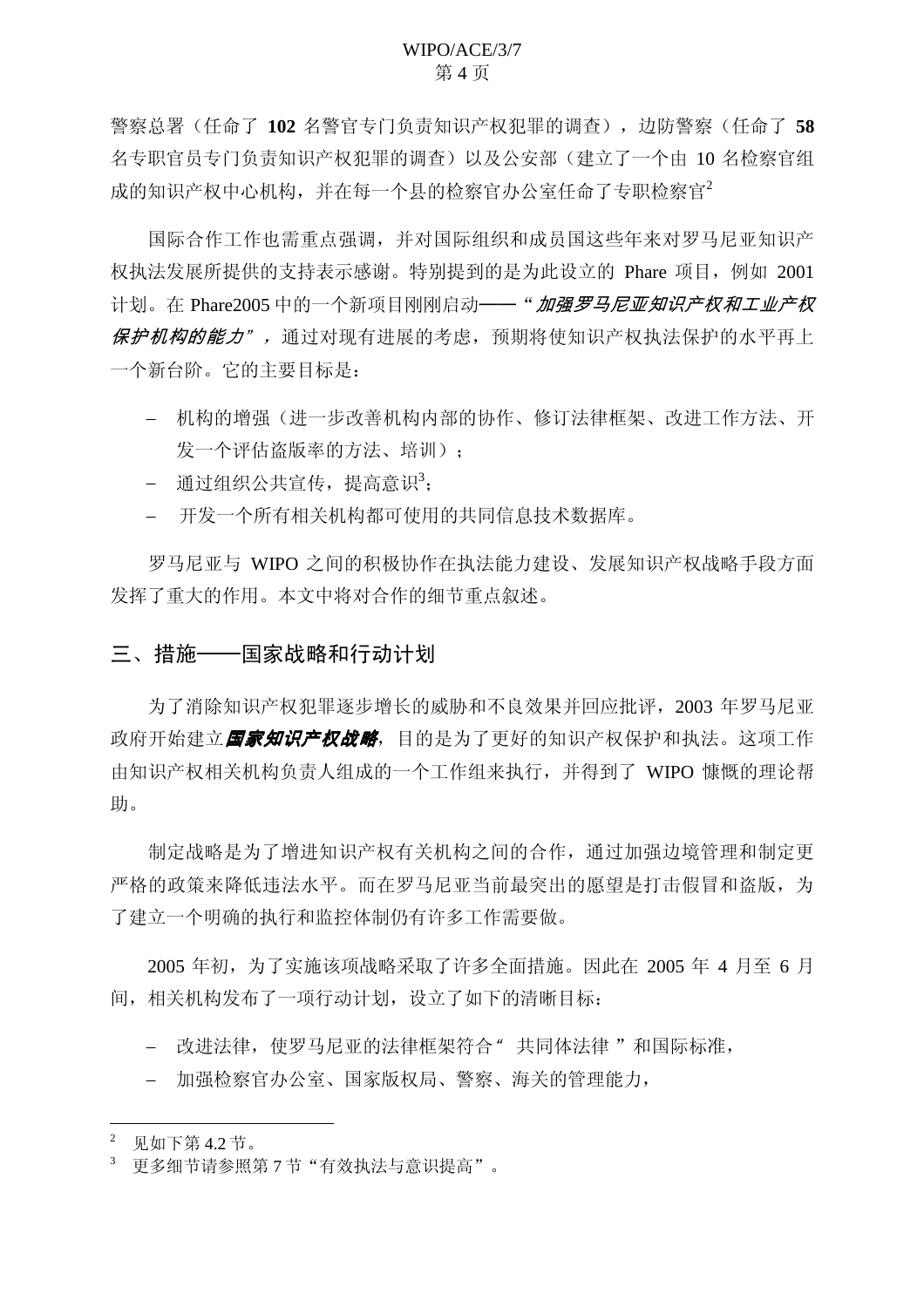警察总署（任命了 **102** 名警官专门负责知识产权犯罪的调查），边防警察（任命了 **58** 名专职官员专门负责知识产权犯罪的调查）以及公安部（建立了一个由 10 名检察官组成的知识产权中心机构，并在每一个县的检察官办公室任命了专职检察官[2]

国际合作工作也需重点强调，并对国际组织和成员国这些年来对罗马尼亚知识产权执法发展所提供的支持表示感谢。特别提到的是为此设立的 Phare 项目，例如 2001 计划。在 Phare2005 中的一个新项目刚刚启动**——***"加强罗马尼亚知识产权和工业产权保护机构的能力"*，通过对现有进展的考虑，预期将使知识产权执法保护的水平再上一个新台阶。它的主要目标是：

- 机构的增强（进一步改善机构内部的协作、修订法律框架、改进工作方法、开发一个评估盗版率的方法、培训）；
- 通过组织公共宣传，提高意识[3]；
- 开发一个所有相关机构都可使用的共同信息技术数据库。

罗马尼亚与 WIPO 之间的积极协作在执法能力建设、发展知识产权战略手段方面发挥了重大的作用。本文中将对合作的细节重点叙述。

## 三、措施——国家战略和行动计划

为了消除知识产权犯罪逐步增长的威胁和不良效果并回应批评，2003 年罗马尼亚政府开始建立***国家知识产权战略***，目的是为了更好的知识产权保护和执法。这项工作由知识产权相关机构负责人组成的一个工作组来执行，并得到了 WIPO 慷慨的理论帮助。

制定战略是为了增进知识产权有关机构之间的合作，通过加强边境管理和制定更严格的政策来降低违法水平。而在罗马尼亚当前最突出的愿望是打击假冒和盗版，为了建立一个明确的执行和监控体制仍有许多工作需要做。

2005 年初，为了实施该项战略采取了许多全面措施。因此在 2005 年 4 月至 6 月间，相关机构发布了一项行动计划，设立了如下的清晰目标：

- 改进法律，使罗马尼亚的法律框架符合" 共同体法律 "和国际标准，
- 加强检察官办公室、国家版权局、警察、海关的管理能力，

---

[2] 见如下第 4.2 节。

[3] 更多细节请参照第 7 节"有效执法与意识提高"。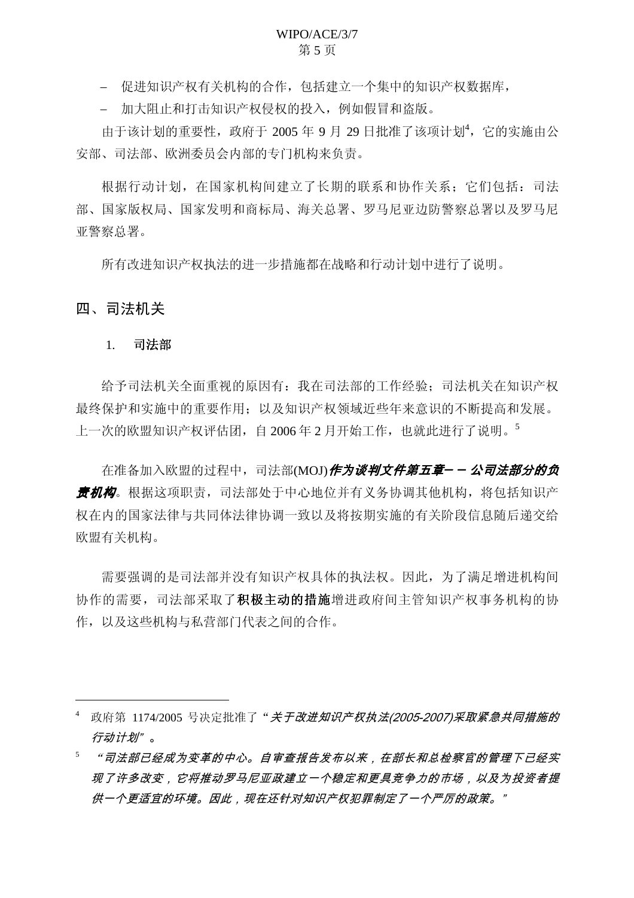– 促进知识产权有关机构的合作，包括建立一个集中的知识产权数据库，

– 加大阻止和打击知识产权侵权的投入，例如假冒和盗版。

由于该计划的重要性，政府于 2005 年 9 月 29 日批准了该项计划[4]，它的实施由公安部、司法部、欧洲委员会内部的专门机构来负责。

根据行动计划，在国家机构间建立了长期的联系和协作关系；它们包括：司法部、国家版权局、国家发明和商标局、海关总署、罗马尼亚边防警察总署以及罗马尼亚警察总署。

所有改进知识产权执法的进一步措施都在战略和行动计划中进行了说明。

## 四、司法机关

### 1. 司法部

给予司法机关全面重视的原因有：我在司法部的工作经验；司法机关在知识产权最终保护和实施中的重要作用；以及知识产权领域近些年来意识的不断提高和发展。上一次的欧盟知识产权评估团，自 2006 年 2 月开始工作，也就此进行了说明。[5]

在准备加入欧盟的过程中，司法部(MOJ)***作为谈判文件第五章－－公司法部分的负责机构***。根据这项职责，司法部处于中心地位并有义务协调其他机构，将包括知识产权在内的国家法律与共同体法律协调一致以及将按期实施的有关阶段信息随后递交给欧盟有关机构。

需要强调的是司法部并没有知识产权具体的执法权。因此，为了满足增进机构间协作的需要，司法部采取了**积极主动的措施**增进政府间主管知识产权事务机构的协作，以及这些机构与私营部门代表之间的合作。

---

[4] 政府第 1174/2005 号决定批准了“*关于改进知识产权执法(2005-2007)采取紧急共同措施的行动计划*”。

[5] *“司法部已经成为变革的中心。自审查报告发布以来，在部长和总检察官的管理下已经实现了许多改变，它将推动罗马尼亚政建立一个稳定和更具竞争力的市场，以及为投资者提供一个更适宜的环境。因此，现在还针对知识产权犯罪制定了一个严厉的政策。”*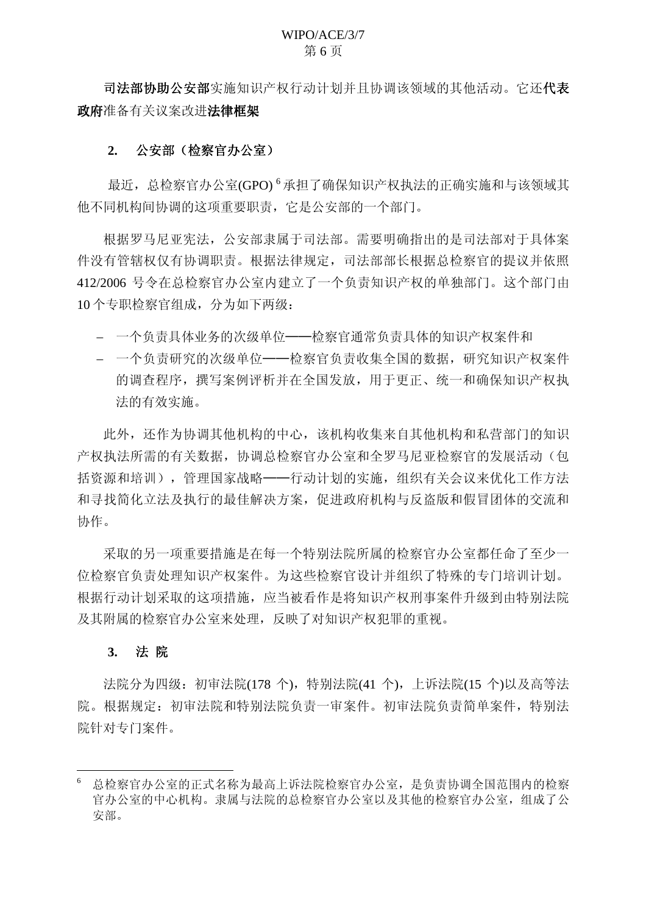**司法部协助公安部**实施知识产权行动计划并且协调该领域的其他活动。它还**代表政府**准备有关议案改进**法律框架**

### 2. 公安部（检察官办公室）

最近，总检察官办公室(GPO)[6]承担了确保知识产权执法的正确实施和与该领域其他不同机构间协调的这项重要职责，它是公安部的一个部门。

根据罗马尼亚宪法，公安部隶属于司法部。需要明确指出的是司法部对于具体案件没有管辖权仅有协调职责。根据法律规定，司法部部长根据总检察官的提议并依照412/2006 号令在总检察官办公室内建立了一个负责知识产权的单独部门。这个部门由10个专职检察官组成，分为如下两级：

– 一个负责具体业务的次级单位——检察官通常负责具体的知识产权案件和
– 一个负责研究的次级单位——检察官负责收集全国的数据，研究知识产权案件的调查程序，撰写案例评析并在全国发放，用于更正、统一和确保知识产权执法的有效实施。

此外，还作为协调其他机构的中心，该机构收集来自其他机构和私营部门的知识产权执法所需的有关数据，协调总检察官办公室和全罗马尼亚检察官的发展活动（包括资源和培训），管理国家战略——行动计划的实施，组织有关会议来优化工作方法和寻找简化立法及执行的最佳解决方案，促进政府机构与反盗版和假冒团体的交流和协作。

采取的另一项重要措施是在每一个特别法院所属的检察官办公室都任命了至少一位检察官负责处理知识产权案件。为这些检察官设计并组织了特殊的专门培训计划。根据行动计划采取的这项措施，应当被看作是将知识产权刑事案件升级到由特别法院及其附属的检察官办公室来处理，反映了对知识产权犯罪的重视。

### 3. 法 院

法院分为四级：初审法院(178 个)，特别法院(41 个)，上诉法院(15 个)以及高等法院。根据规定：初审法院和特别法院负责一审案件。初审法院负责简单案件，特别法院针对专门案件。

---

[6] 总检察官办公室的正式名称为最高上诉法院检察官办公室，是负责协调全国范围内的检察官办公室的中心机构。隶属与法院的总检察官办公室以及其他的检察官办公室，组成了公安部。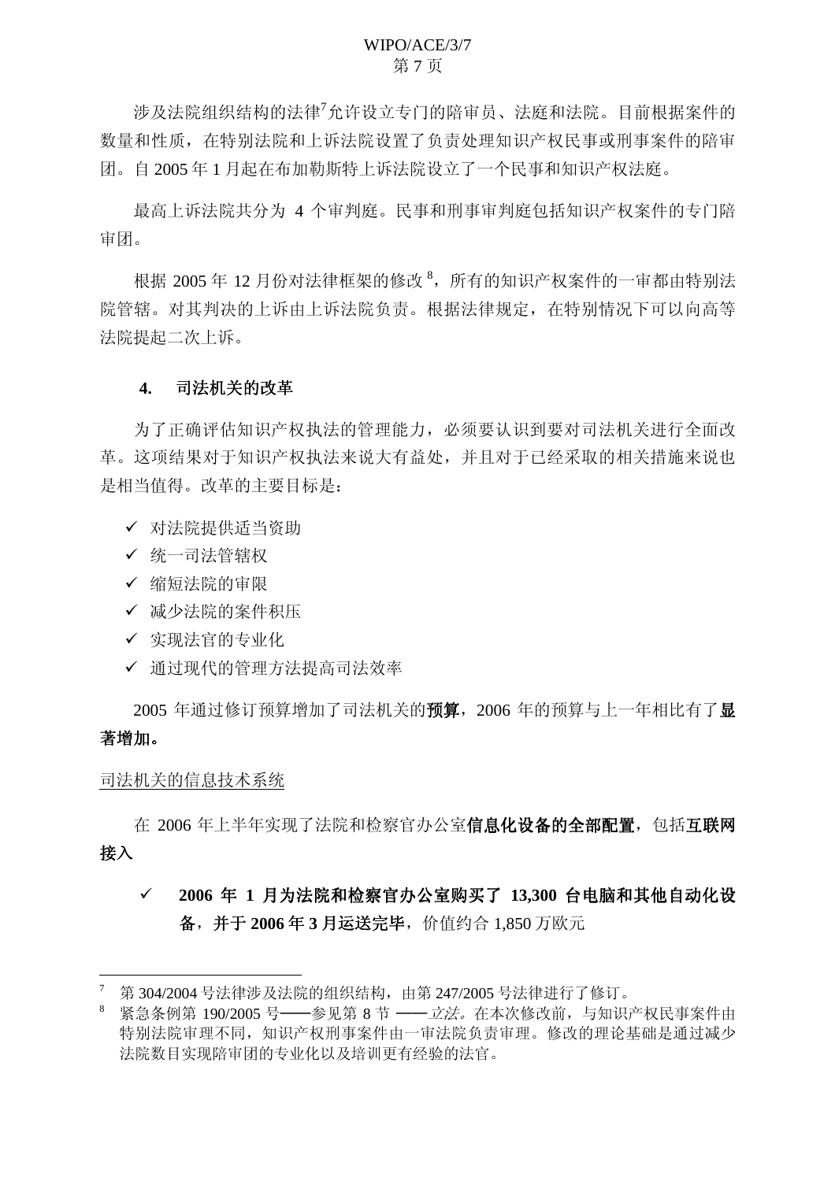涉及法院组织结构的法律[7]允许设立专门的陪审员、法庭和法院。目前根据案件的数量和性质，在特别法院和上诉法院设置了负责处理知识产权民事或刑事案件的陪审团。自 2005 年 1 月起在布加勒斯特上诉法院设立了一个民事和知识产权法庭。

最高上诉法院共分为 4 个审判庭。民事和刑事审判庭包括知识产权案件的专门陪审团。

根据 2005 年 12 月份对法律框架的修改[8]，所有的知识产权案件的一审都由特别法院管辖。对其判决的上诉由上诉法院负责。根据法律规定，在特别情况下可以向高等法院提起二次上诉。

## 4. 司法机关的改革

为了正确评估知识产权执法的管理能力，必须要认识到要对司法机关进行全面改革。这项结果对于知识产权执法来说大有益处，并且对于已经采取的相关措施来说也是相当值得。改革的主要目标是：

- ✓ 对法院提供适当资助
- ✓ 统一司法管辖权
- ✓ 缩短法院的审限
- ✓ 减少法院的案件积压
- ✓ 实现法官的专业化
- ✓ 通过现代的管理方法提高司法效率

2005 年通过修订预算增加了司法机关的**预算**，2006 年的预算与上一年相比有了**显著增加。**

<u>司法机关的信息技术系统</u>

在 2006 年上半年实现了法院和检察官办公室**信息化设备的全部配置**，包括**互联网接入**

- ✓ **2006 年 1 月为法院和检察官办公室购买了 13,300 台电脑和其他自动化设备**，**并于 2006 年 3 月运送完毕**，价值约合 1,850 万欧元

---

[7] 第 304/2004 号法律涉及法院的组织结构，由第 247/2005 号法律进行了修订。

[8] 紧急条例第 190/2005 号——参见第 8 节 ——*立法*。在本次修改前，与知识产权民事案件由特别法院审理不同，知识产权刑事案件由一审法院负责审理。修改的理论基础是通过减少法院数目实现陪审团的专业化以及培训更有经验的法官。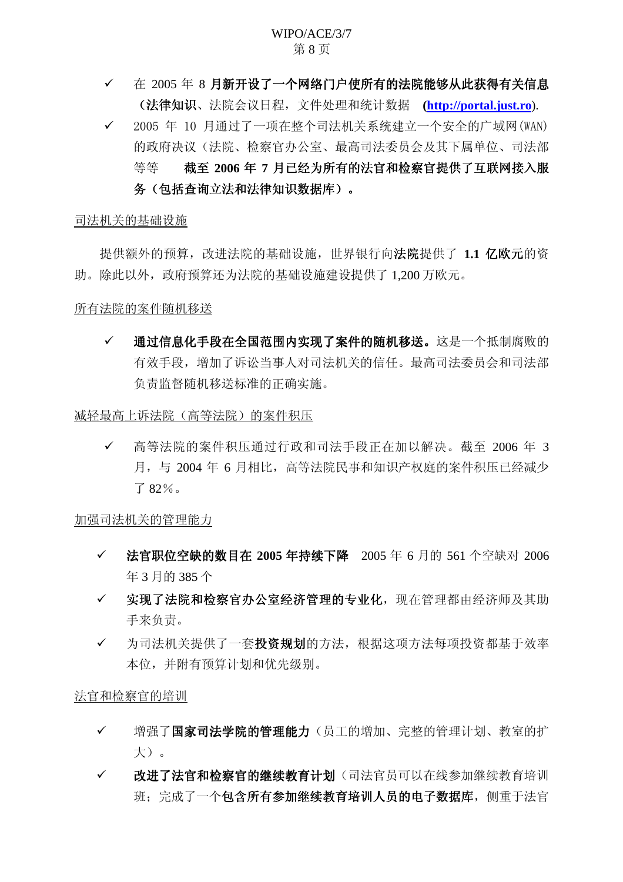- ✓ 在 2005 年 8 **月新开设了一个网络门户使所有的法院能够从此获得有关信息（法律知识**、法院会议日程，文件处理和统计数据 **(http://portal.just.ro)**.
- ✓ 2005 年 10 月通过了一项在整个司法机关系统建立一个安全的广域网(WAN)的政府决议（法院、检察官办公室、最高司法委员会及其下属单位、司法部等等 **截至 2006 年 7 月已经为所有的法官和检察官提供了互联网接入服务（包括查询立法和法律知识数据库）。**

<u>司法机关的基础设施</u>

提供额外的预算，改进法院的基础设施，世界银行向**法院**提供了 **1.1 亿欧元**的资助。除此以外，政府预算还为法院的基础设施建设提供了 1,200 万欧元。

<u>所有法院的案件随机移送</u>

- ✓ **通过信息化手段在全国范围内实现了案件的随机移送。**这是一个抵制腐败的有效手段，增加了诉讼当事人对司法机关的信任。最高司法委员会和司法部负责监督随机移送标准的正确实施。

<u>减轻最高上诉法院（高等法院）的案件积压</u>

- ✓ 高等法院的案件积压通过行政和司法手段正在加以解决。截至 2006 年 3 月，与 2004 年 6 月相比，高等法院民事和知识产权庭的案件积压已经减少了 82%。

<u>加强司法机关的管理能力</u>

- ✓ **法官职位空缺的数目在 2005 年持续下降** 2005 年 6 月的 561 个空缺对 2006 年 3 月的 385 个
- ✓ **实现了法院和检察官办公室经济管理的专业化**，现在管理都由经济师及其助手来负责。
- ✓ 为司法机关提供了一套**投资规划**的方法，根据这项方法每项投资都基于效率本位，并附有预算计划和优先级别。

<u>法官和检察官的培训</u>

- ✓ 增强了**国家司法学院的管理能力**（员工的增加、完整的管理计划、教室的扩大）。
- ✓ **改进了法官和检察官的继续教育计划**（司法官员可以在线参加继续教育培训班；完成了一个**包含所有参加继续教育培训人员的电子数据库**，侧重于法官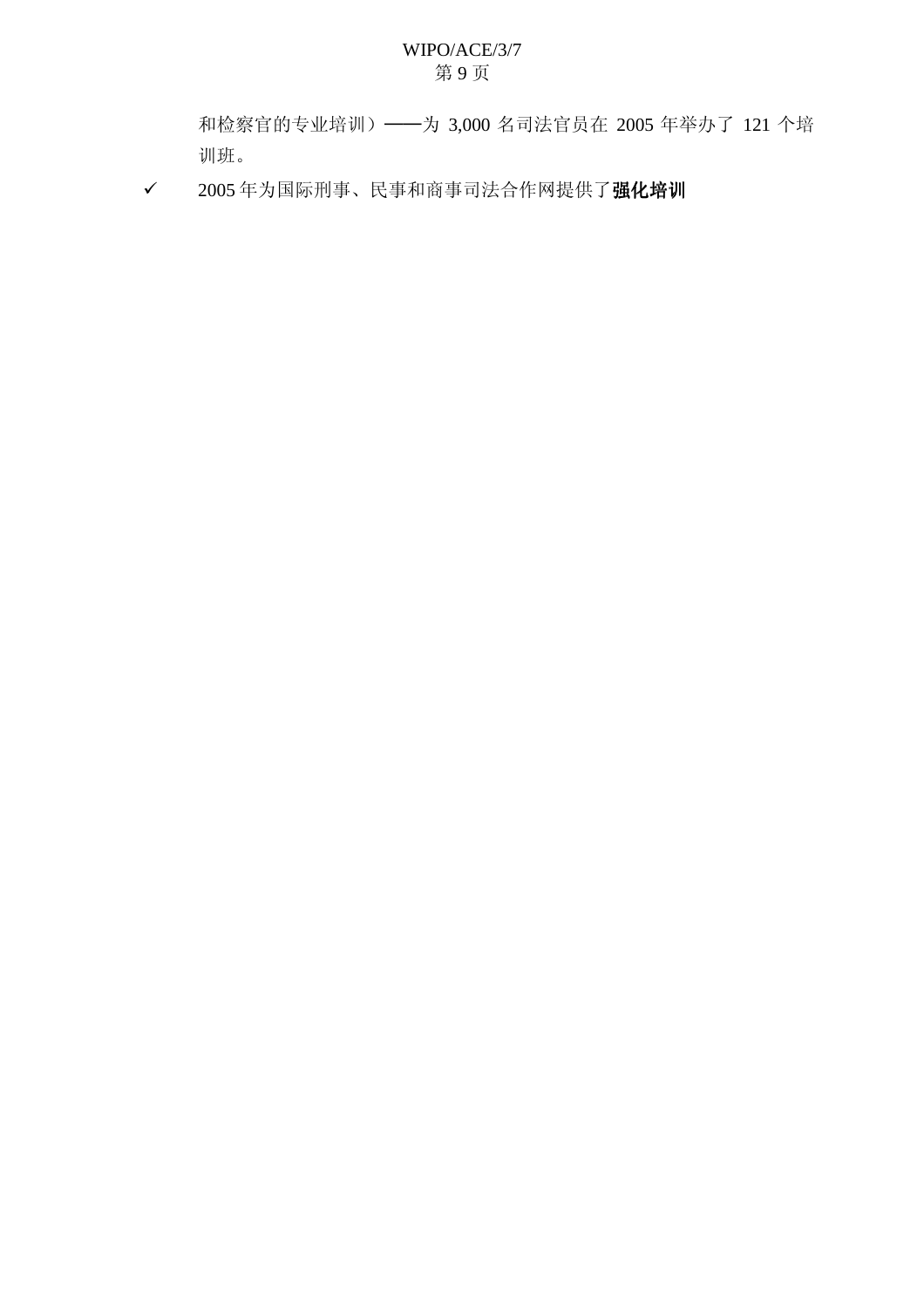和检察官的专业培训）——为 3,000 名司法官员在 2005 年举办了 121 个培训班。

✓ 2005 年为国际刑事、民事和商事司法合作网提供了**强化培训**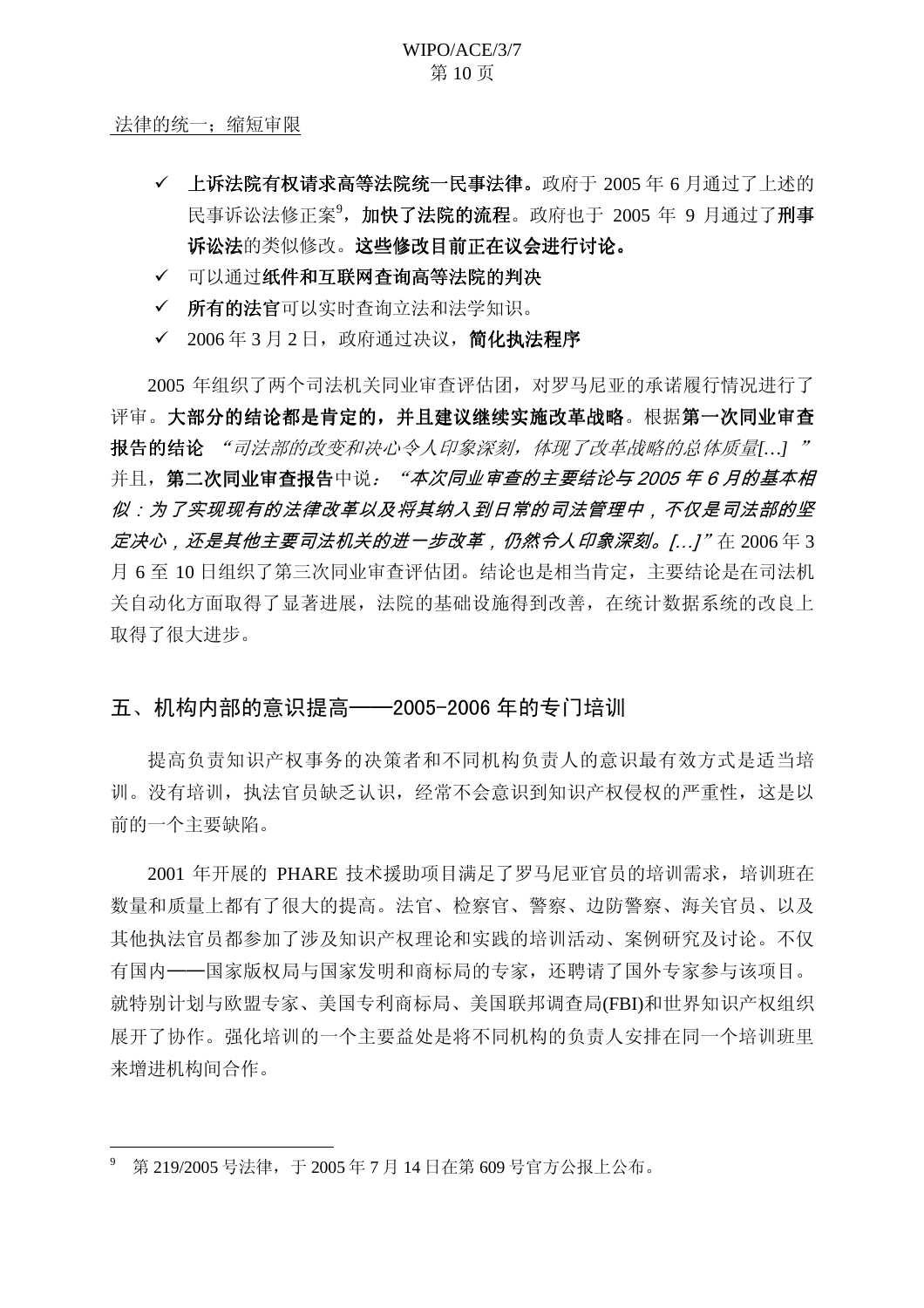法律的统一；缩短审限

- **上诉法院有权请求高等法院统一民事法律。**政府于 2005 年 6 月通过了上述的民事诉讼法修正案[9]，**加快了法院的流程**。政府也于 2005 年 9 月通过了**刑事诉讼法**的类似修改。**这些修改目前正在议会进行讨论。**
- 可以通过**纸件和互联网查询高等法院的判决**
- **所有的法官**可以实时查询立法和法学知识。
- 2006 年 3 月 2 日，政府通过决议，**简化执法程序**

2005 年组织了两个司法机关同业审查评估团，对罗马尼亚的承诺履行情况进行了评审。**大部分的结论都是肯定的，并且建议继续实施改革战略**。根据**第一次同业审查报告的结论** *“司法部的改变和决心令人印象深刻，体现了改革战略的总体质量[...]”* 并且，**第二次同业审查报告**中说*：“本次同业审查的主要结论与 2005 年 6 月的基本相似：为了实现现有的法律改革以及将其纳入到日常的司法管理中，不仅是司法部的坚定决心，还是其他主要司法机关的进一步改革，仍然令人印象深刻。[...]”* 在 2006 年 3 月 6 至 10 日组织了第三次同业审查评估团。结论也是相当肯定，主要结论是在司法机关自动化方面取得了显著进展，法院的基础设施得到改善，在统计数据系统的改良上取得了很大进步。

## 五、机构内部的意识提高——2005-2006 年的专门培训

提高负责知识产权事务的决策者和不同机构负责人的意识最有效方式是适当培训。没有培训，执法官员缺乏认识，经常不会意识到知识产权侵权的严重性，这是以前的一个主要缺陷。

2001 年开展的 PHARE 技术援助项目满足了罗马尼亚官员的培训需求，培训班在数量和质量上都有了很大的提高。法官、检察官、警察、边防警察、海关官员、以及其他执法官员都参加了涉及知识产权理论和实践的培训活动、案例研究及讨论。不仅有国内——国家版权局与国家发明和商标局的专家，还聘请了国外专家参与该项目。就特别计划与欧盟专家、美国专利商标局、美国联邦调查局(FBI)和世界知识产权组织展开了协作。强化培训的一个主要益处是将不同机构的负责人安排在同一个培训班里来增进机构间合作。

---

[9] 第 219/2005 号法律，于 2005 年 7 月 14 日在第 609 号官方公报上公布。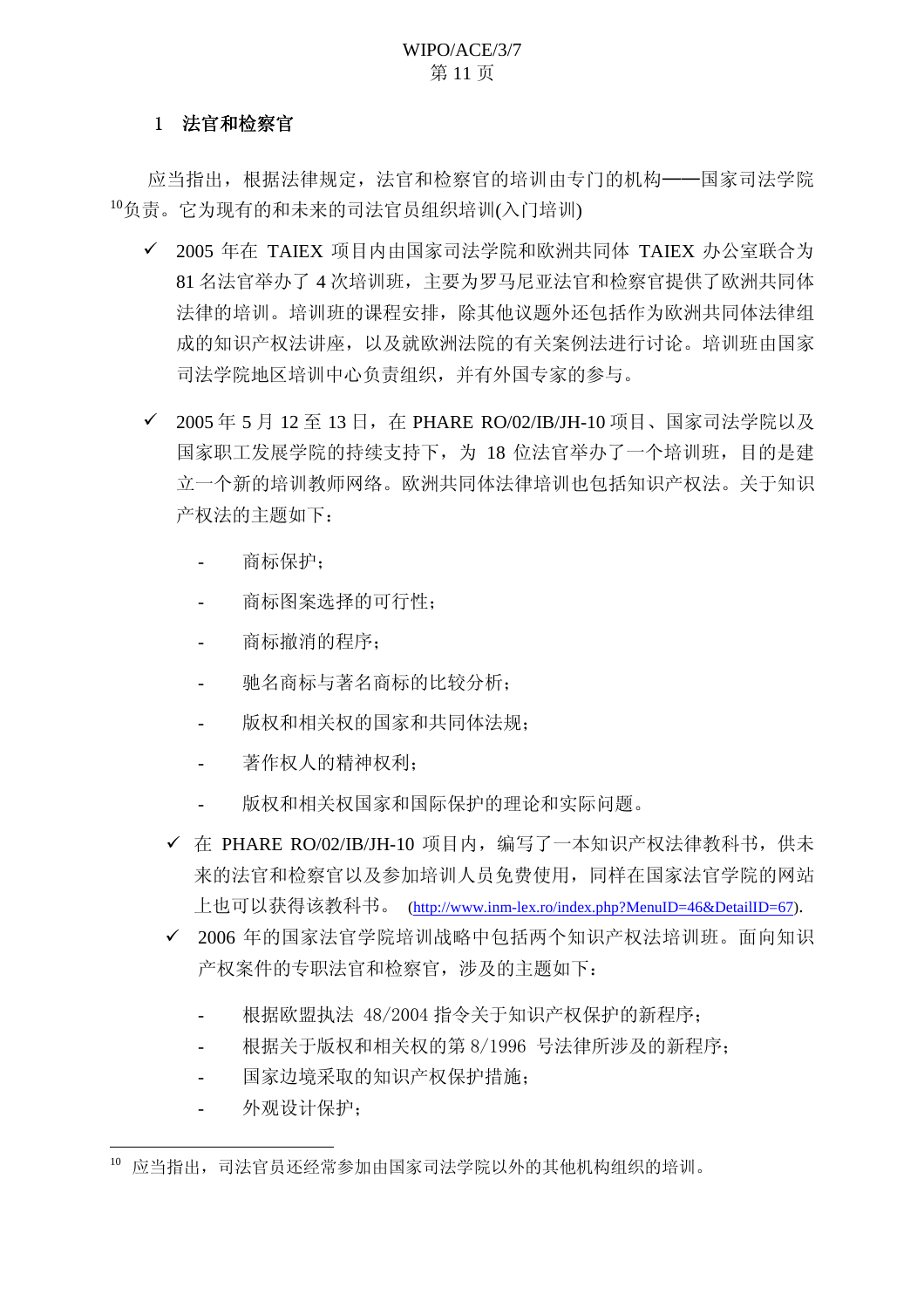### 1 法官和检察官

应当指出，根据法律规定，法官和检察官的培训由专门的机构——国家司法学院[10]负责。它为现有的和未来的司法官员组织培训(入门培训)

- ✓ 2005 年在 TAIEX 项目内由国家司法学院和欧洲共同体 TAIEX 办公室联合为 81 名法官举办了 4 次培训班，主要为罗马尼亚法官和检察官提供了欧洲共同体法律的培训。培训班的课程安排，除其他议题外还包括作为欧洲共同体法律组成的知识产权法讲座，以及就欧洲法院的有关案例法进行讨论。培训班由国家司法学院地区培训中心负责组织，并有外国专家的参与。

- ✓ 2005 年 5 月 12 至 13 日，在 PHARE RO/02/IB/JH-10 项目、国家司法学院以及国家职工发展学院的持续支持下，为 18 位法官举办了一个培训班，目的是建立一个新的培训教师网络。欧洲共同体法律培训也包括知识产权法。关于知识产权法的主题如下：

  - 商标保护；
  - 商标图案选择的可行性；
  - 商标撤消的程序；
  - 驰名商标与著名商标的比较分析；
  - 版权和相关权的国家和共同体法规；
  - 著作权人的精神权利；
  - 版权和相关权国家和国际保护的理论和实际问题。

- ✓ 在 PHARE RO/02/IB/JH-10 项目内，编写了一本知识产权法律教科书，供未来的法官和检察官以及参加培训人员免费使用，同样在国家法官学院的网站上也可以获得该教科书。 (http://www.inm-lex.ro/index.php?MenuID=46&DetailID=67).
- ✓ 2006 年的国家法官学院培训战略中包括两个知识产权法培训班。面向知识产权案件的专职法官和检察官，涉及的主题如下：

  - 根据欧盟执法 48/2004 指令关于知识产权保护的新程序；
  - 根据关于版权和相关权的第 8/1996 号法律所涉及的新程序；
  - 国家边境采取的知识产权保护措施；
  - 外观设计保护；

---

[10] 应当指出，司法官员还经常参加由国家司法学院以外的其他机构组织的培训。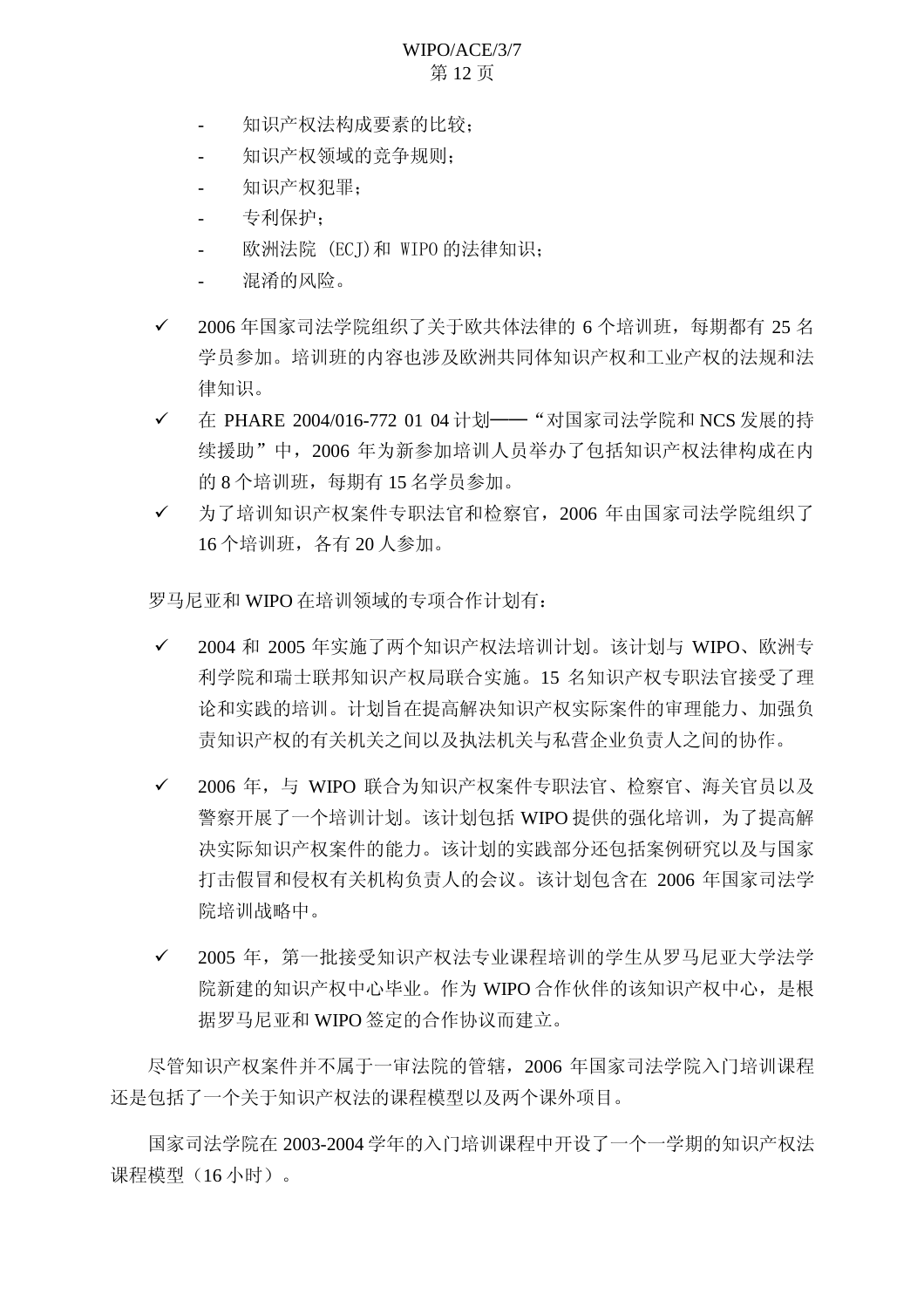- 知识产权法构成要素的比较；
- 知识产权领域的竞争规则；
- 知识产权犯罪；
- 专利保护；
- 欧洲法院 (ECJ)和 WIPO 的法律知识；
- 混淆的风险。

✓ 2006 年国家司法学院组织了关于欧共体法律的 6 个培训班，每期都有 25 名学员参加。培训班的内容也涉及欧洲共同体知识产权和工业产权的法规和法律知识。

✓ 在 PHARE 2004/016-772 01 04 计划——“对国家司法学院和 NCS 发展的持续援助”中，2006 年为新参加培训人员举办了包括知识产权法律构成在内的 8 个培训班，每期有 15 名学员参加。

✓ 为了培训知识产权案件专职法官和检察官，2006 年由国家司法学院组织了 16 个培训班，各有 20 人参加。

罗马尼亚和 WIPO 在培训领域的专项合作计划有：

✓ 2004 和 2005 年实施了两个知识产权法培训计划。该计划与 WIPO、欧洲专利学院和瑞士联邦知识产权局联合实施。15 名知识产权专职法官接受了理论和实践的培训。计划旨在提高解决知识产权实际案件的审理能力、加强负责知识产权的有关机关之间以及执法机关与私营企业负责人之间的协作。

✓ 2006 年，与 WIPO 联合为知识产权案件专职法官、检察官、海关官员以及警察开展了一个培训计划。该计划包括 WIPO 提供的强化培训，为了提高解决实际知识产权案件的能力。该计划的实践部分还包括案例研究以及与国家打击假冒和侵权有关机构负责人的会议。该计划包含在 2006 年国家司法学院培训战略中。

✓ 2005 年，第一批接受知识产权法专业课程培训的学生从罗马尼亚大学法学院新建的知识产权中心毕业。作为 WIPO 合作伙伴的该知识产权中心，是根据罗马尼亚和 WIPO 签定的合作协议而建立。

尽管知识产权案件并不属于一审法院的管辖，2006 年国家司法学院入门培训课程还是包括了一个关于知识产权法的课程模型以及两个课外项目。

国家司法学院在 2003-2004 学年的入门培训课程中开设了一个一学期的知识产权法课程模型（16 小时）。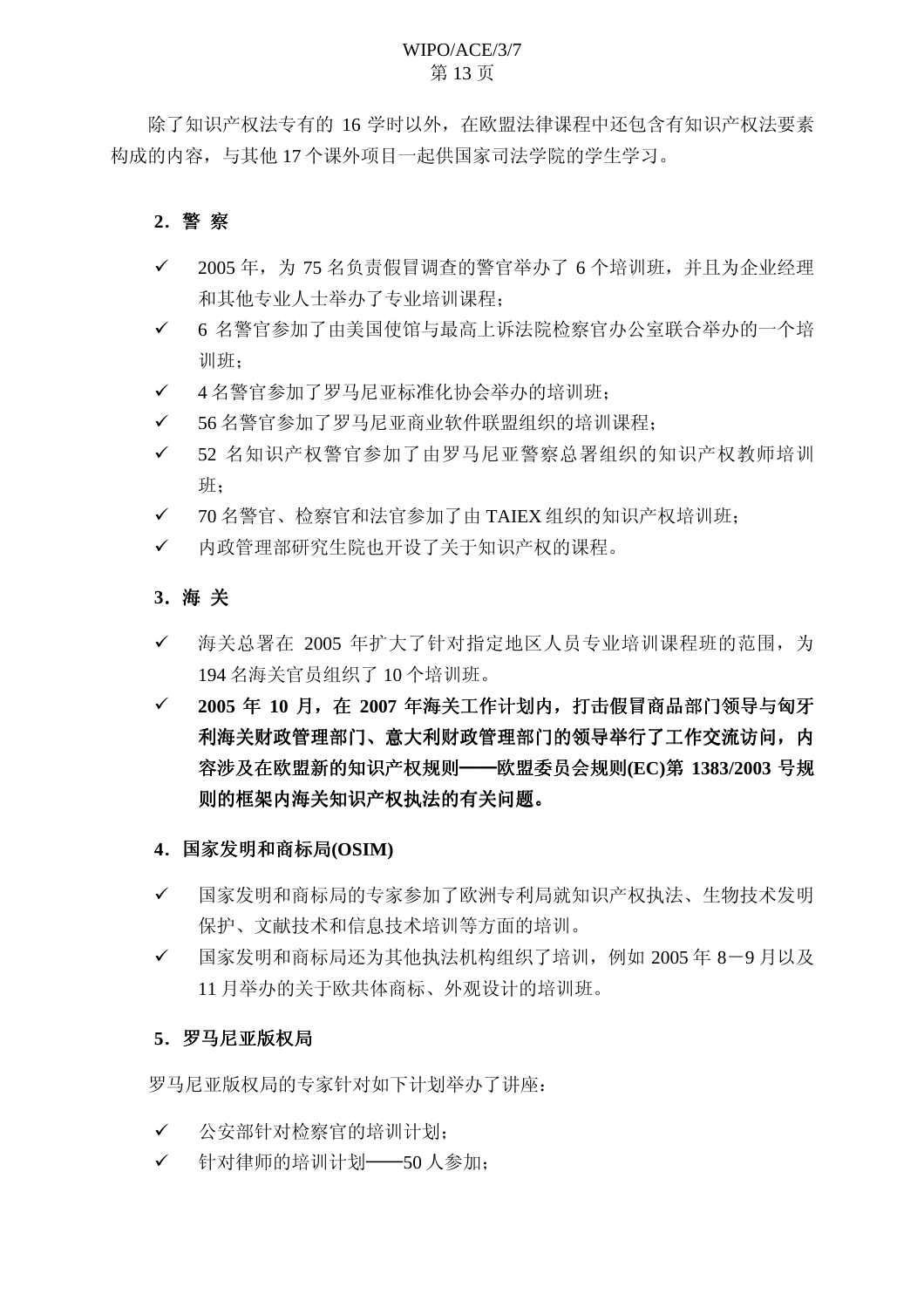除了知识产权法专有的 16 学时以外，在欧盟法律课程中还包含有知识产权法要素构成的内容，与其他 17 个课外项目一起供国家司法学院的学生学习。

**2．警 察**

- ✓ 2005 年，为 75 名负责假冒调查的警官举办了 6 个培训班，并且为企业经理和其他专业人士举办了专业培训课程；
- ✓ 6 名警官参加了由美国使馆与最高上诉法院检察官办公室联合举办的一个培训班；
- ✓ 4 名警官参加了罗马尼亚标准化协会举办的培训班；
- ✓ 56 名警官参加了罗马尼亚商业软件联盟组织的培训课程；
- ✓ 52 名知识产权警官参加了由罗马尼亚警察总署组织的知识产权教师培训班；
- ✓ 70 名警官、检察官和法官参加了由 TAIEX 组织的知识产权培训班；
- ✓ 内政管理部研究生院也开设了关于知识产权的课程。

**3．海 关**

- ✓ 海关总署在 2005 年扩大了针对指定地区人员专业培训课程班的范围，为 194 名海关官员组织了 10 个培训班。
- ✓ **2005 年 10 月，在 2007 年海关工作计划内，打击假冒商品部门领导与匈牙利海关财政管理部门、意大利财政管理部门的领导举行了工作交流访问，内容涉及在欧盟新的知识产权规则——欧盟委员会规则(EC)第 1383/2003 号规则的框架内海关知识产权执法的有关问题。**

**4．国家发明和商标局(OSIM)**

- ✓ 国家发明和商标局的专家参加了欧洲专利局就知识产权执法、生物技术发明保护、文献技术和信息技术培训等方面的培训。
- ✓ 国家发明和商标局还为其他执法机构组织了培训，例如 2005 年 8－9 月以及 11 月举办的关于欧共体商标、外观设计的培训班。

**5．罗马尼亚版权局**

罗马尼亚版权局的专家针对如下计划举办了讲座：

- ✓ 公安部针对检察官的培训计划；
- ✓ 针对律师的培训计划——50 人参加；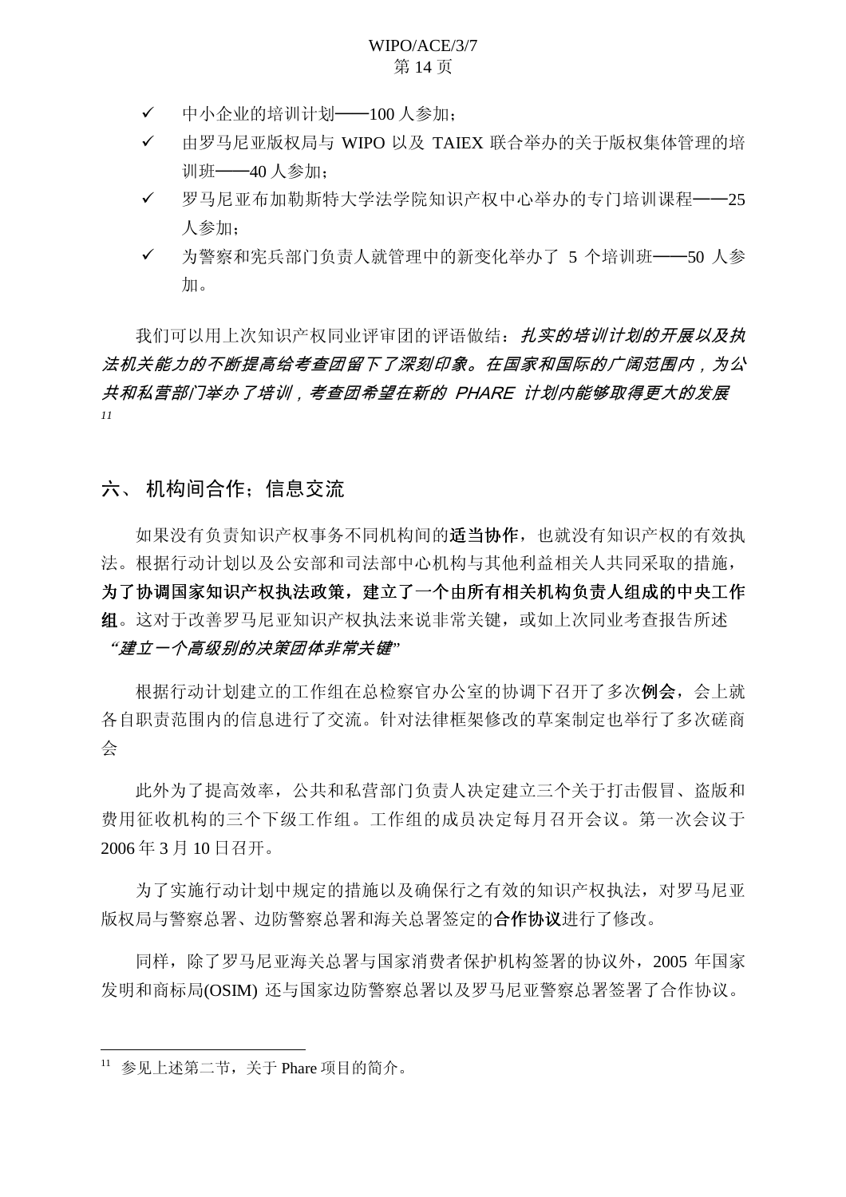- ✓ 中小企业的培训计划——100 人参加；
- ✓ 由罗马尼亚版权局与 WIPO 以及 TAIEX 联合举办的关于版权集体管理的培训班——40 人参加；
- ✓ 罗马尼亚布加勒斯特大学法学院知识产权中心举办的专门培训课程——25 人参加；
- ✓ 为警察和宪兵部门负责人就管理中的新变化举办了 5 个培训班——50 人参加。

我们可以用上次知识产权同业评审团的评语做结：*扎实的培训计划的开展以及执法机关能力的不断提高给考查团留下了深刻印象。在国家和国际的广阔范围内，为公共和私营部门举办了培训，考查团希望在新的 PHARE 计划内能够取得更大的发展*[11]

## 六、 机构间合作；信息交流

如果没有负责知识产权事务不同机构间的**适当协作**，也就没有知识产权的有效执法。根据行动计划以及公安部和司法部中心机构与其他利益相关人共同采取的措施，**为了协调国家知识产权执法政策，建立了一个由所有相关机构负责人组成的中央工作组**。这对于改善罗马尼亚知识产权执法来说非常关键，或如上次同业考查报告所述 ***"建立一个高级别的决策团体非常关键"***

根据行动计划建立的工作组在总检察官办公室的协调下召开了多次**例会**，会上就各自职责范围内的信息进行了交流。针对法律框架修改的草案制定也举行了多次磋商会

此外为了提高效率，公共和私营部门负责人决定建立三个关于打击假冒、盗版和费用征收机构的三个下级工作组。工作组的成员决定每月召开会议。第一次会议于 2006 年 3 月 10 日召开。

为了实施行动计划中规定的措施以及确保行之有效的知识产权执法，对罗马尼亚版权局与警察总署、边防警察总署和海关总署签定的**合作协议**进行了修改。

同样，除了罗马尼亚海关总署与国家消费者保护机构签署的协议外，2005 年国家发明和商标局(OSIM) 还与国家边防警察总署以及罗马尼亚警察总署签署了合作协议。

---

[11] 参见上述第二节，关于 Phare 项目的简介。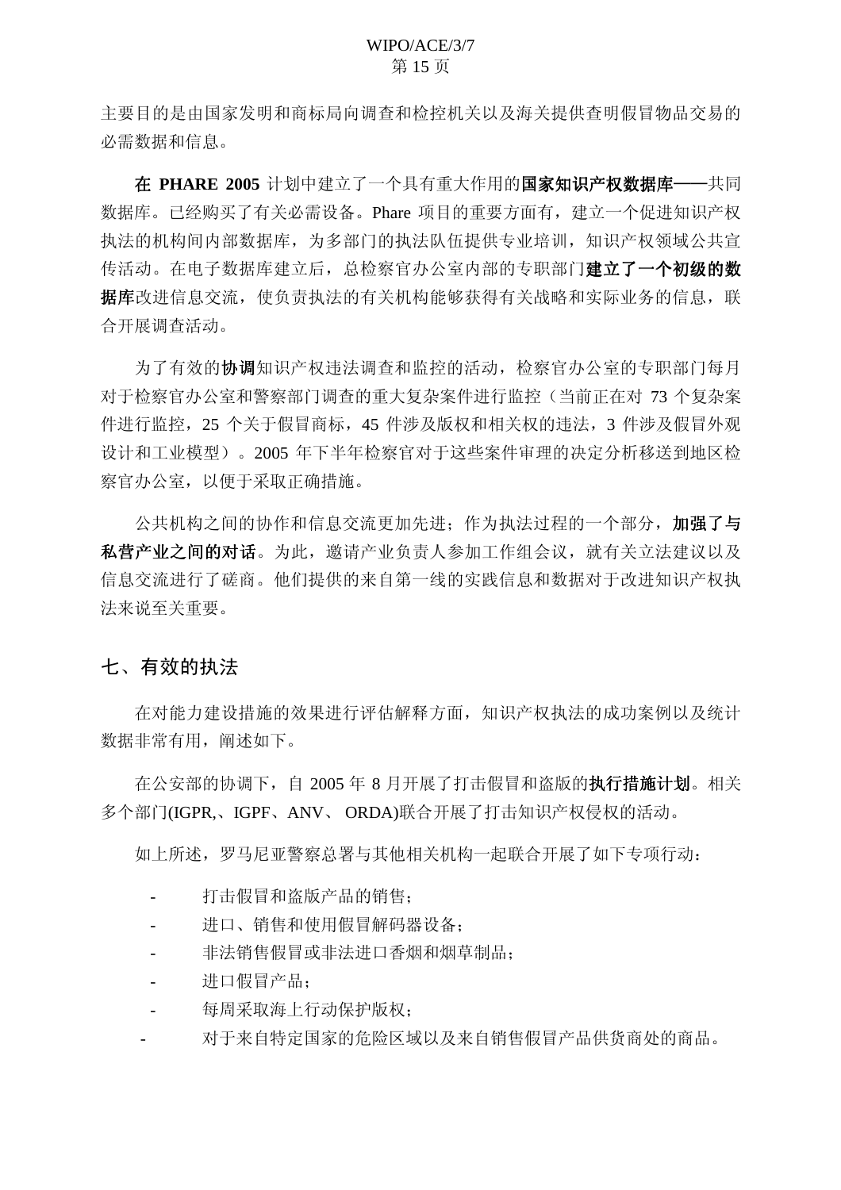主要目的是由国家发明和商标局向调查和检控机关以及海关提供查明假冒物品交易的必需数据和信息。

**在 PHARE 2005** 计划中建立了一个具有重大作用的**国家知识产权数据库——**共同数据库。已经购买了有关必需设备。Phare 项目的重要方面有，建立一个促进知识产权执法的机构间内部数据库，为多部门的执法队伍提供专业培训，知识产权领域公共宣传活动。在电子数据库建立后，总检察官办公室内部的专职部门**建立了一个初级的数据库**改进信息交流，使负责执法的有关机构能够获得有关战略和实际业务的信息，联合开展调查活动。

为了有效的**协调**知识产权违法调查和监控的活动，检察官办公室的专职部门每月对于检察官办公室和警察部门调查的重大复杂案件进行监控（当前正在对 73 个复杂案件进行监控，25 个关于假冒商标，45 件涉及版权和相关权的违法，3 件涉及假冒外观设计和工业模型）。2005 年下半年检察官对于这些案件审理的决定分析移送到地区检察官办公室，以便于采取正确措施。

公共机构之间的协作和信息交流更加先进；作为执法过程的一个部分，**加强了与私营产业之间的对话**。为此，邀请产业负责人参加工作组会议，就有关立法建议以及信息交流进行了磋商。他们提供的来自第一线的实践信息和数据对于改进知识产权执法来说至关重要。

## 七、有效的执法

在对能力建设措施的效果进行评估解释方面，知识产权执法的成功案例以及统计数据非常有用，阐述如下。

在公安部的协调下，自 2005 年 8 月开展了打击假冒和盗版的**执行措施计划**。相关多个部门(IGPR,、IGPF、ANV、 ORDA)联合开展了打击知识产权侵权的活动。

如上所述，罗马尼亚警察总署与其他相关机构一起联合开展了如下专项行动：

- 打击假冒和盗版产品的销售；
- 进口、销售和使用假冒解码器设备；
- 非法销售假冒或非法进口香烟和烟草制品；
- 进口假冒产品；
- 每周采取海上行动保护版权；
- 对于来自特定国家的危险区域以及来自销售假冒产品供货商处的商品。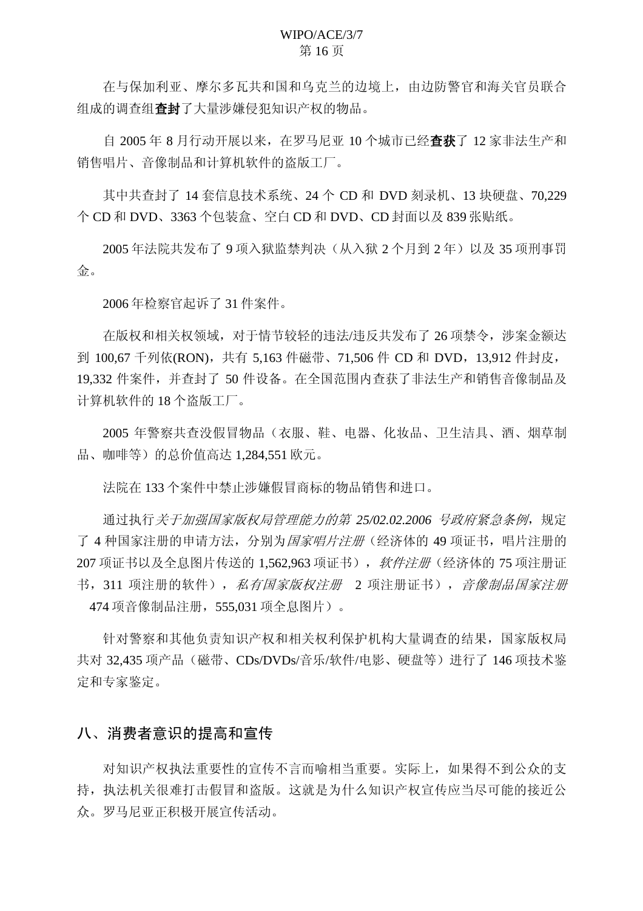在与保加利亚、摩尔多瓦共和国和乌克兰的边境上，由边防警官和海关官员联合组成的调查组**查封**了大量涉嫌侵犯知识产权的物品。

自 2005 年 8 月行动开展以来，在罗马尼亚 10 个城市已经**查获**了 12 家非法生产和销售唱片、音像制品和计算机软件的盗版工厂。

其中共查封了 14 套信息技术系统、24 个 CD 和 DVD 刻录机、13 块硬盘、70,229 个 CD 和 DVD、3363 个包装盒、空白 CD 和 DVD、CD 封面以及 839 张贴纸。

2005 年法院共发布了 9 项入狱监禁判决（从入狱 2 个月到 2 年）以及 35 项刑事罚金。

2006 年检察官起诉了 31 件案件。

在版权和相关权领域，对于情节较轻的违法/违反共发布了 26 项禁令，涉案金额达到 100,67 千列依(RON)，共有 5,163 件磁带、71,506 件 CD 和 DVD，13,912 件封皮，19,332 件案件，并查封了 50 件设备。在全国范围内查获了非法生产和销售音像制品及计算机软件的 18 个盗版工厂。

2005 年警察共查没假冒物品（衣服、鞋、电器、化妆品、卫生洁具、酒、烟草制品、咖啡等）的总价值高达 1,284,551 欧元。

法院在 133 个案件中禁止涉嫌假冒商标的物品销售和进口。

通过执行*关于加强国家版权局管理能力的第 25/02.02.2006 号政府紧急条例*，规定了 4 种国家注册的申请方法，分别为*国家唱片注册*（经济体的 49 项证书，唱片注册的 207 项证书以及全息图片传送的 1,562,963 项证书），*软件注册*（经济体的 75 项注册证书，311 项注册的软件），*私有国家版权注册* 2 项注册证书），*音像制品国家注册* 474 项音像制品注册，555,031 项全息图片）。

针对警察和其他负责知识产权和相关权利保护机构大量调查的结果，国家版权局共对 32,435 项产品（磁带、CDs/DVDs/音乐/软件/电影、硬盘等）进行了 146 项技术鉴定和专家鉴定。

## 八、消费者意识的提高和宣传

对知识产权执法重要性的宣传不言而喻相当重要。实际上，如果得不到公众的支持，执法机关很难打击假冒和盗版。这就是为什么知识产权宣传应当尽可能的接近公众。罗马尼亚正积极开展宣传活动。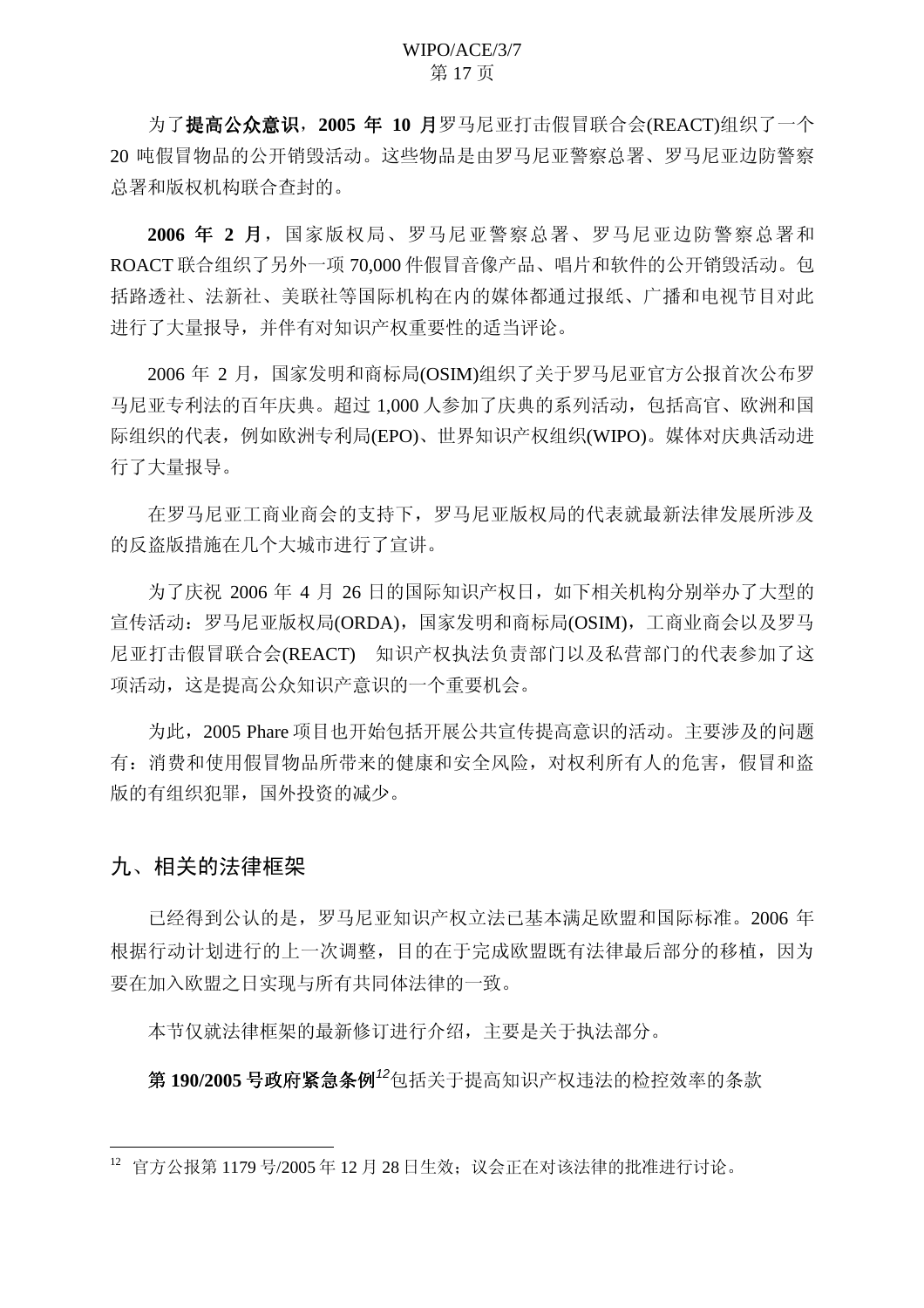为了**提高公众意识**，**2005 年 10 月**罗马尼亚打击假冒联合会(REACT)组织了一个 20 吨假冒物品的公开销毁活动。这些物品是由罗马尼亚警察总署、罗马尼亚边防警察总署和版权机构联合查封的。

**2006 年 2 月**，国家版权局、罗马尼亚警察总署、罗马尼亚边防警察总署和 ROACT 联合组织了另外一项 70,000 件假冒音像产品、唱片和软件的公开销毁活动。包括路透社、法新社、美联社等国际机构在内的媒体都通过报纸、广播和电视节目对此进行了大量报导，并伴有对知识产权重要性的适当评论。

2006 年 2 月，国家发明和商标局(OSIM)组织了关于罗马尼亚官方公报首次公布罗马尼亚专利法的百年庆典。超过 1,000 人参加了庆典的系列活动，包括高官、欧洲和国际组织的代表，例如欧洲专利局(EPO)、世界知识产权组织(WIPO)。媒体对庆典活动进行了大量报导。

在罗马尼亚工商业商会的支持下，罗马尼亚版权局的代表就最新法律发展所涉及的反盗版措施在几个大城市进行了宣讲。

为了庆祝 2006 年 4 月 26 日的国际知识产权日，如下相关机构分别举办了大型的宣传活动：罗马尼亚版权局(ORDA)，国家发明和商标局(OSIM)，工商业商会以及罗马尼亚打击假冒联合会(REACT)　知识产权执法负责部门以及私营部门的代表参加了这项活动，这是提高公众知识产意识的一个重要机会。

为此，2005 Phare 项目也开始包括开展公共宣传提高意识的活动。主要涉及的问题有：消费和使用假冒物品所带来的健康和安全风险，对权利所有人的危害，假冒和盗版的有组织犯罪，国外投资的减少。

## 九、相关的法律框架

已经得到公认的是，罗马尼亚知识产权立法已基本满足欧盟和国际标准。2006 年根据行动计划进行的上一次调整，目的在于完成欧盟既有法律最后部分的移植，因为要在加入欧盟之日实现与所有共同体法律的一致。

本节仅就法律框架的最新修订进行介绍，主要是关于执法部分。

**第 190/2005 号政府紧急条例**[12]包括关于提高知识产权违法的检控效率的条款

[12] 官方公报第 1179 号/2005 年 12 月 28 日生效；议会正在对该法律的批准进行讨论。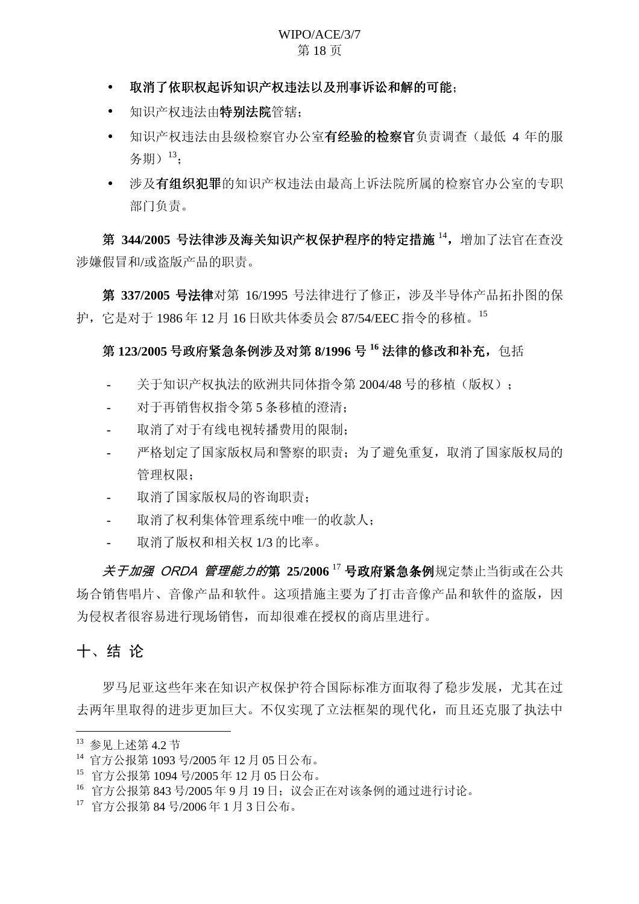- **取消了依职权起诉知识产权违法以及刑事诉讼和解的可能**；
- 知识产权违法由**特别法院**管辖；
- 知识产权违法由县级检察官办公室**有经验的检察官**负责调查（最低 4 年的服务期）[13]；
- 涉及**有组织犯罪**的知识产权违法由最高上诉法院所属的检察官办公室的专职部门负责。

**第 344/2005 号法律涉及海关知识产权保护程序的特定措施**[14]**，**增加了法官在查没涉嫌假冒和/或盗版产品的职责。

**第 337/2005 号法律**对第 16/1995 号法律进行了修正，涉及半导体产品拓扑图的保护，它是对于 1986 年 12 月 16 日欧共体委员会 87/54/EEC 指令的移植。[15]

**第 123/2005 号政府紧急条例涉及对第 8/1996 号**[16]**法律的修改和补充，**包括

- 关于知识产权执法的欧洲共同体指令第 2004/48 号的移植（版权）；
- 对于再销售权指令第 5 条移植的澄清；
- 取消了对于有线电视转播费用的限制；
- 严格划定了国家版权局和警察的职责；为了避免重复，取消了国家版权局的管理权限；
- 取消了国家版权局的咨询职责；
- 取消了权利集体管理系统中唯一的收款人；
- 取消了版权和相关权 1/3 的比率。

***关于加强 ORDA 管理能力的*第 25/2006**[17]**号政府紧急条例**规定禁止当街或在公共场合销售唱片、音像产品和软件。这项措施主要为了打击音像产品和软件的盗版，因为侵权者很容易进行现场销售，而却很难在授权的商店里进行。

## 十、结 论

罗马尼亚这些年来在知识产权保护符合国际标准方面取得了稳步发展，尤其在过去两年里取得的进步更加巨大。不仅实现了立法框架的现代化，而且还克服了执法中

---

[13] 参见上述第 4.2 节

[14] 官方公报第 1093 号/2005 年 12 月 05 日公布。

[15] 官方公报第 1094 号/2005 年 12 月 05 日公布。

[16] 官方公报第 843 号/2005 年 9 月 19 日；议会正在对该条例的通过进行讨论。

[17] 官方公报第 84 号/2006 年 1 月 3 日公布。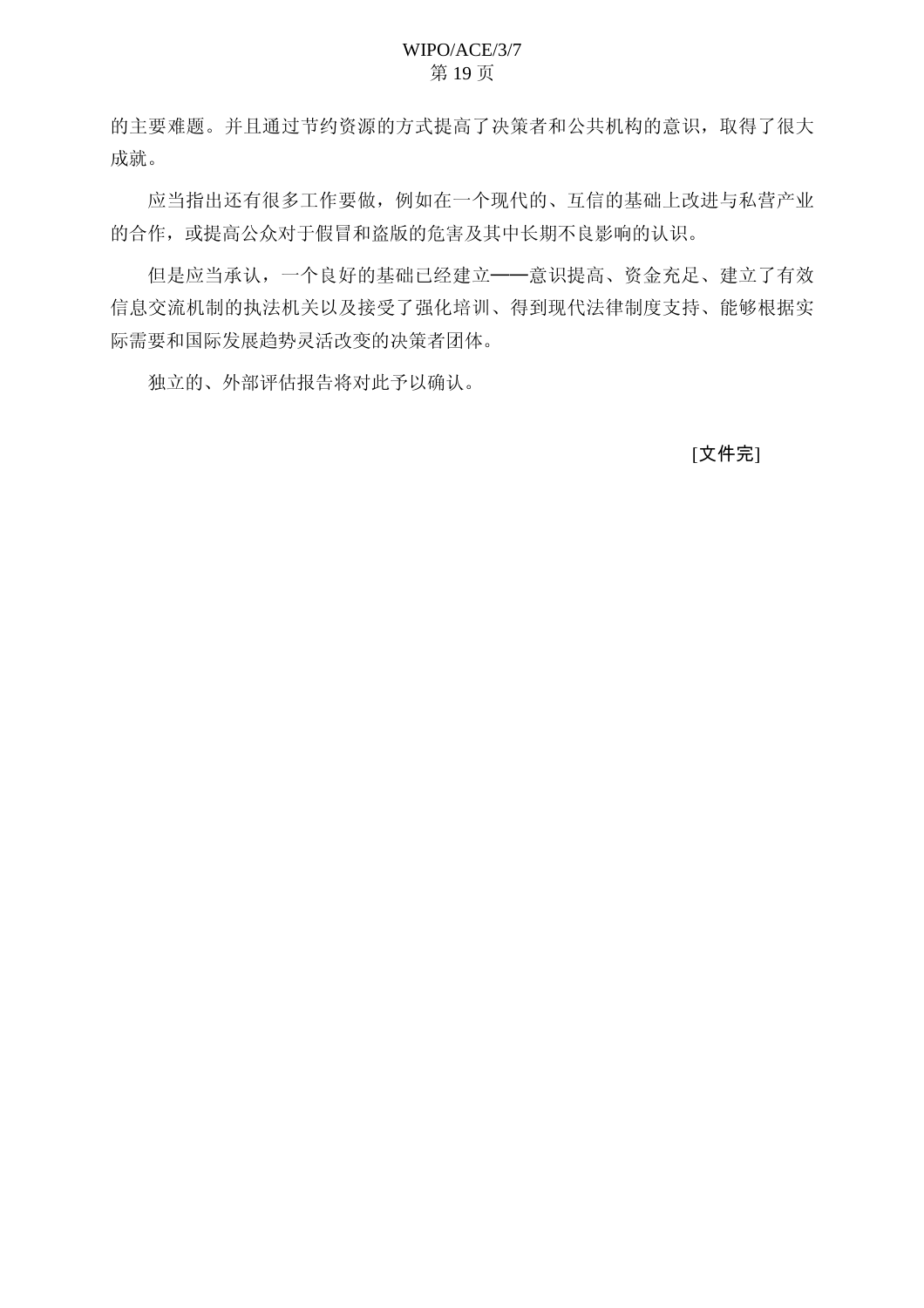的主要难题。并且通过节约资源的方式提高了决策者和公共机构的意识，取得了很大成就。

应当指出还有很多工作要做，例如在一个现代的、互信的基础上改进与私营产业的合作，或提高公众对于假冒和盗版的危害及其中长期不良影响的认识。

但是应当承认，一个良好的基础已经建立——意识提高、资金充足、建立了有效信息交流机制的执法机关以及接受了强化培训、得到现代法律制度支持、能够根据实际需要和国际发展趋势灵活改变的决策者团体。

独立的、外部评估报告将对此予以确认。

[文件完]